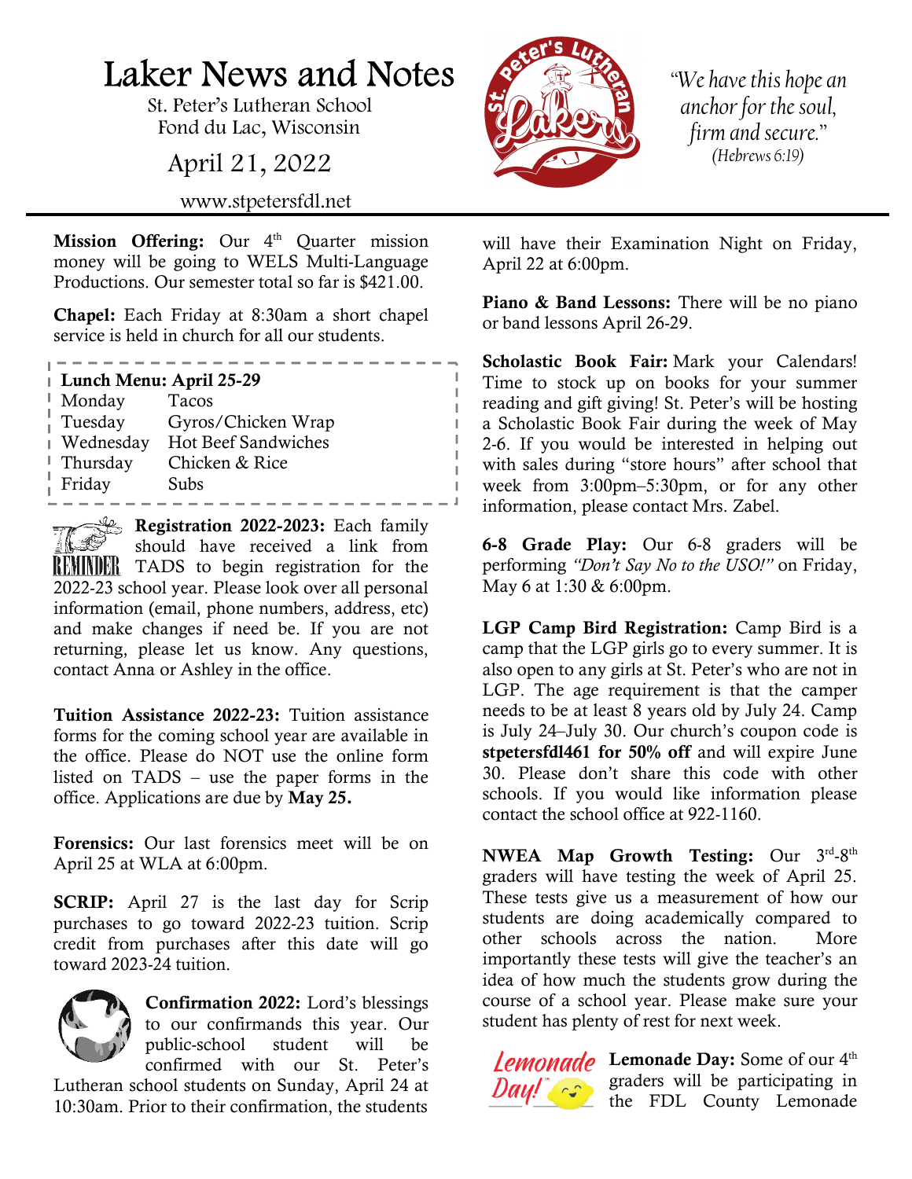# Laker News and Notes

St. Peter's Lutheran School
Fond du Lac, Wisconsin

April 21, 2022

www.stpetersfdl.net

*"We have this hope an anchor for the soul, firm and secure."*
*(Hebrews 6:19)*

**Mission Offering:** Our 4th Quarter mission money will be going to WELS Multi-Language Productions. Our semester total so far is $421.00.

**Chapel:** Each Friday at 8:30am a short chapel service is held in church for all our students.

**Lunch Menu: April 25-29**

| Day | Menu |
|---|---|
| Monday | Tacos |
| Tuesday | Gyros/Chicken Wrap |
| Wednesday | Hot Beef Sandwiches |
| Thursday | Chicken & Rice |
| Friday | Subs |

REMINDER

**Registration 2022-2023:** Each family should have received a link from TADS to begin registration for the 2022-23 school year. Please look over all personal information (email, phone numbers, address, etc) and make changes if need be. If you are not returning, please let us know. Any questions, contact Anna or Ashley in the office.

**Tuition Assistance 2022-23:** Tuition assistance forms for the coming school year are available in the office. Please do NOT use the online form listed on TADS – use the paper forms in the office. Applications are due by **May 25.**

**Forensics:** Our last forensics meet will be on April 25 at WLA at 6:00pm.

**SCRIP:** April 27 is the last day for Scrip purchases to go toward 2022-23 tuition. Scrip credit from purchases after this date will go toward 2023-24 tuition.

**Confirmation 2022:** Lord's blessings to our confirmands this year. Our public-school student will be confirmed with our St. Peter's Lutheran school students on Sunday, April 24 at 10:30am. Prior to their confirmation, the students will have their Examination Night on Friday, April 22 at 6:00pm.

**Piano & Band Lessons:** There will be no piano or band lessons April 26-29.

**Scholastic Book Fair:** Mark your Calendars! Time to stock up on books for your summer reading and gift giving! St. Peter's will be hosting a Scholastic Book Fair during the week of May 2-6. If you would be interested in helping out with sales during "store hours" after school that week from 3:00pm–5:30pm, or for any other information, please contact Mrs. Zabel.

**6-8 Grade Play:** Our 6-8 graders will be performing *"Don't Say No to the USO!"* on Friday, May 6 at 1:30 & 6:00pm.

**LGP Camp Bird Registration:** Camp Bird is a camp that the LGP girls go to every summer. It is also open to any girls at St. Peter's who are not in LGP. The age requirement is that the camper needs to be at least 8 years old by July 24. Camp is July 24–July 30. Our church's coupon code is **stpetersfdl461 for 50% off** and will expire June 30. Please don't share this code with other schools. If you would like information please contact the school office at 922-1160.

**NWEA Map Growth Testing:** Our 3rd-8th graders will have testing the week of April 25. These tests give us a measurement of how our students are doing academically compared to other schools across the nation. More importantly these tests will give the teacher's an idea of how much the students grow during the course of a school year. Please make sure your student has plenty of rest for next week.

**Lemonade Day:** Some of our 4th graders will be participating in the FDL County Lemonade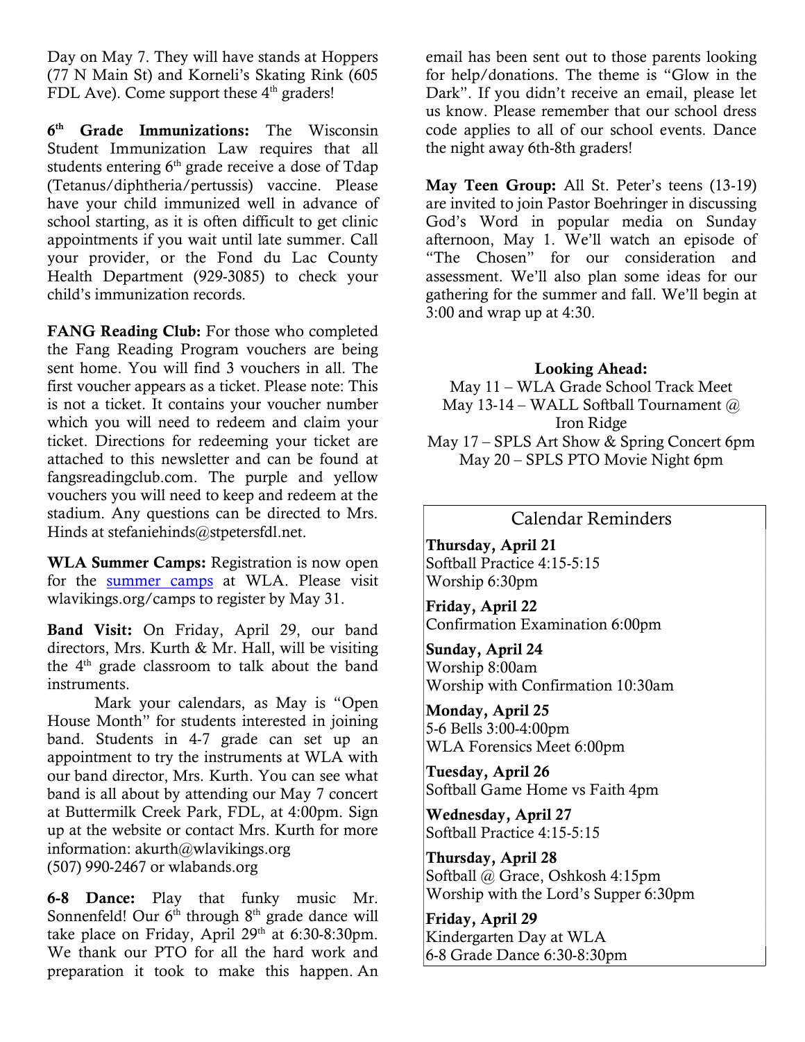Day on May 7. They will have stands at Hoppers (77 N Main St) and Korneli's Skating Rink (605 FDL Ave). Come support these 4th graders!

**6th Grade Immunizations:** The Wisconsin Student Immunization Law requires that all students entering 6th grade receive a dose of Tdap (Tetanus/diphtheria/pertussis) vaccine. Please have your child immunized well in advance of school starting, as it is often difficult to get clinic appointments if you wait until late summer. Call your provider, or the Fond du Lac County Health Department (929-3085) to check your child's immunization records.

**FANG Reading Club:** For those who completed the Fang Reading Program vouchers are being sent home. You will find 3 vouchers in all. The first voucher appears as a ticket. Please note: This is not a ticket. It contains your voucher number which you will need to redeem and claim your ticket. Directions for redeeming your ticket are attached to this newsletter and can be found at fangsreadingclub.com. The purple and yellow vouchers you will need to keep and redeem at the stadium. Any questions can be directed to Mrs. Hinds at stefaniehinds@stpetersfdl.net.

**WLA Summer Camps:** Registration is now open for the summer camps at WLA. Please visit wlavikings.org/camps to register by May 31.

**Band Visit:** On Friday, April 29, our band directors, Mrs. Kurth & Mr. Hall, will be visiting the 4th grade classroom to talk about the band instruments.

Mark your calendars, as May is "Open House Month" for students interested in joining band. Students in 4-7 grade can set up an appointment to try the instruments at WLA with our band director, Mrs. Kurth. You can see what band is all about by attending our May 7 concert at Buttermilk Creek Park, FDL, at 4:00pm. Sign up at the website or contact Mrs. Kurth for more information: akurth@wlavikings.org
(507) 990-2467 or wlabands.org

**6-8 Dance:** Play that funky music Mr. Sonnenfeld! Our 6th through 8th grade dance will take place on Friday, April 29th at 6:30-8:30pm. We thank our PTO for all the hard work and preparation it took to make this happen. An email has been sent out to those parents looking for help/donations. The theme is "Glow in the Dark". If you didn't receive an email, please let us know. Please remember that our school dress code applies to all of our school events. Dance the night away 6th-8th graders!

**May Teen Group:** All St. Peter's teens (13-19) are invited to join Pastor Boehringer in discussing God's Word in popular media on Sunday afternoon, May 1. We'll watch an episode of "The Chosen" for our consideration and assessment. We'll also plan some ideas for our gathering for the summer and fall. We'll begin at 3:00 and wrap up at 4:30.

**Looking Ahead:**

May 11 – WLA Grade School Track Meet
May 13-14 – WALL Softball Tournament @ Iron Ridge
May 17 – SPLS Art Show & Spring Concert 6pm
May 20 – SPLS PTO Movie Night 6pm

## Calendar Reminders

**Thursday, April 21**
Softball Practice 4:15-5:15
Worship 6:30pm

**Friday, April 22**
Confirmation Examination 6:00pm

**Sunday, April 24**
Worship 8:00am
Worship with Confirmation 10:30am

**Monday, April 25**
5-6 Bells 3:00-4:00pm
WLA Forensics Meet 6:00pm

**Tuesday, April 26**
Softball Game Home vs Faith 4pm

**Wednesday, April 27**
Softball Practice 4:15-5:15

**Thursday, April 28**
Softball @ Grace, Oshkosh 4:15pm
Worship with the Lord's Supper 6:30pm

**Friday, April 29**
Kindergarten Day at WLA
6-8 Grade Dance 6:30-8:30pm